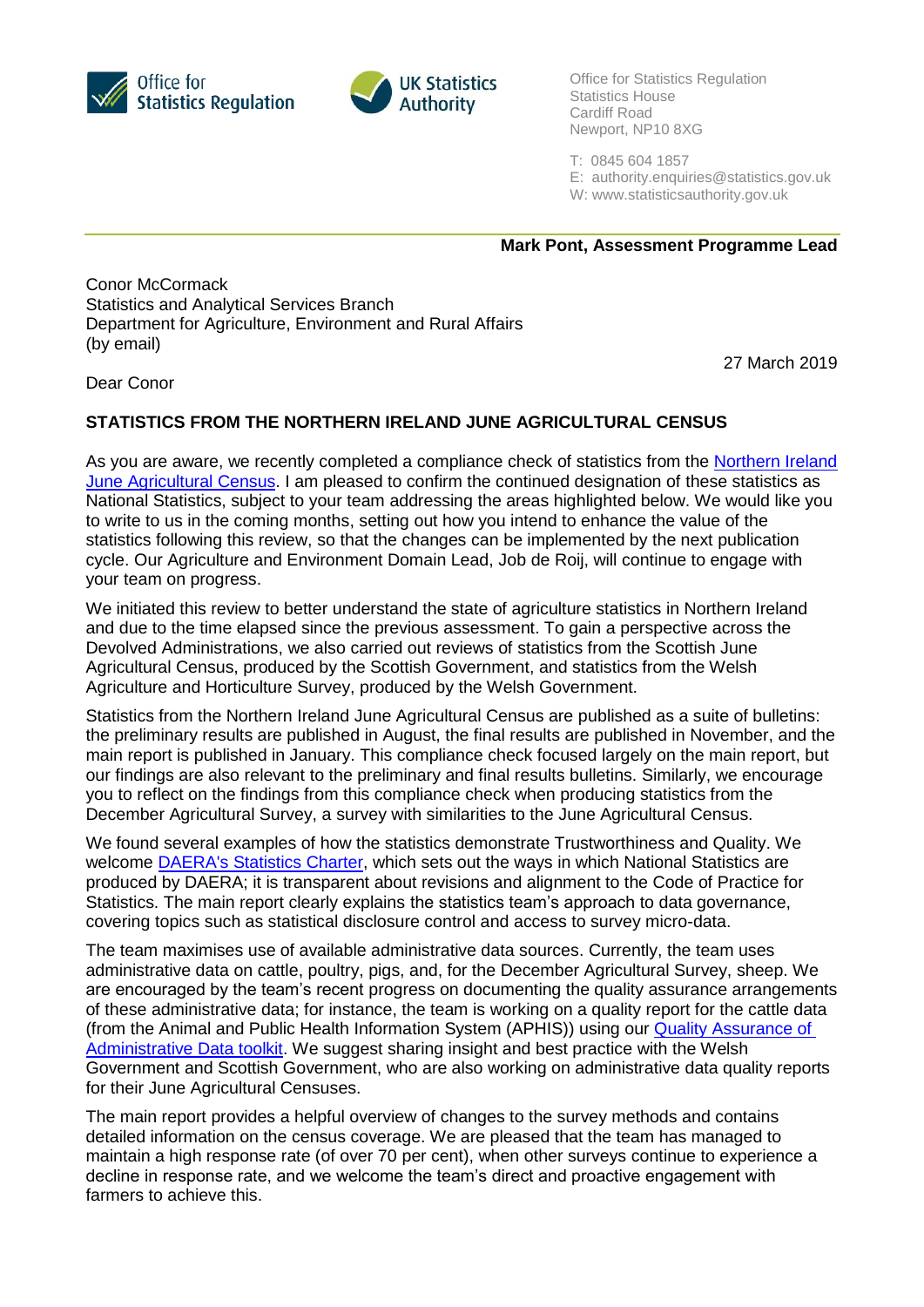Office for Statistics Regulation
Statistics House
Cardiff Road
Newport, NP10 8XG

T: 0845 604 1857
E: authority.enquiries@statistics.gov.uk
W: www.statisticsauthority.gov.uk

**Mark Pont, Assessment Programme Lead**

Conor McCormack
Statistics and Analytical Services Branch
Department for Agriculture, Environment and Rural Affairs
(by email)

27 March 2019

Dear Conor

**STATISTICS FROM THE NORTHERN IRELAND JUNE AGRICULTURAL CENSUS**

As you are aware, we recently completed a compliance check of statistics from the Northern Ireland June Agricultural Census. I am pleased to confirm the continued designation of these statistics as National Statistics, subject to your team addressing the areas highlighted below. We would like you to write to us in the coming months, setting out how you intend to enhance the value of the statistics following this review, so that the changes can be implemented by the next publication cycle. Our Agriculture and Environment Domain Lead, Job de Roij, will continue to engage with your team on progress.

We initiated this review to better understand the state of agriculture statistics in Northern Ireland and due to the time elapsed since the previous assessment. To gain a perspective across the Devolved Administrations, we also carried out reviews of statistics from the Scottish June Agricultural Census, produced by the Scottish Government, and statistics from the Welsh Agriculture and Horticulture Survey, produced by the Welsh Government.

Statistics from the Northern Ireland June Agricultural Census are published as a suite of bulletins: the preliminary results are published in August, the final results are published in November, and the main report is published in January. This compliance check focused largely on the main report, but our findings are also relevant to the preliminary and final results bulletins. Similarly, we encourage you to reflect on the findings from this compliance check when producing statistics from the December Agricultural Survey, a survey with similarities to the June Agricultural Census.

We found several examples of how the statistics demonstrate Trustworthiness and Quality. We welcome DAERA's Statistics Charter, which sets out the ways in which National Statistics are produced by DAERA; it is transparent about revisions and alignment to the Code of Practice for Statistics. The main report clearly explains the statistics team's approach to data governance, covering topics such as statistical disclosure control and access to survey micro-data.

The team maximises use of available administrative data sources. Currently, the team uses administrative data on cattle, poultry, pigs, and, for the December Agricultural Survey, sheep. We are encouraged by the team's recent progress on documenting the quality assurance arrangements of these administrative data; for instance, the team is working on a quality report for the cattle data (from the Animal and Public Health Information System (APHIS)) using our Quality Assurance of Administrative Data toolkit. We suggest sharing insight and best practice with the Welsh Government and Scottish Government, who are also working on administrative data quality reports for their June Agricultural Censuses.

The main report provides a helpful overview of changes to the survey methods and contains detailed information on the census coverage. We are pleased that the team has managed to maintain a high response rate (of over 70 per cent), when other surveys continue to experience a decline in response rate, and we welcome the team's direct and proactive engagement with farmers to achieve this.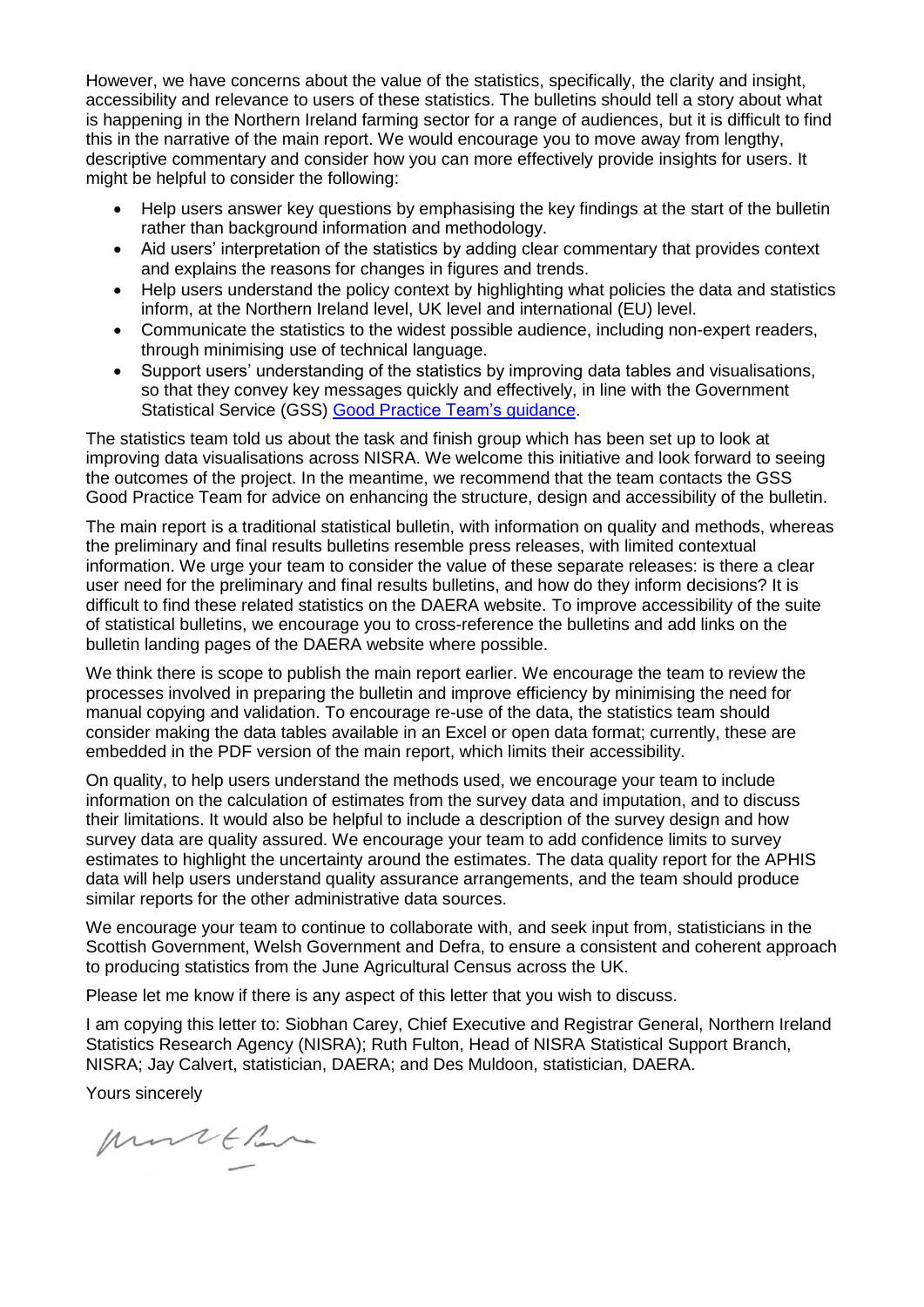However, we have concerns about the value of the statistics, specifically, the clarity and insight, accessibility and relevance to users of these statistics. The bulletins should tell a story about what is happening in the Northern Ireland farming sector for a range of audiences, but it is difficult to find this in the narrative of the main report. We would encourage you to move away from lengthy, descriptive commentary and consider how you can more effectively provide insights for users. It might be helpful to consider the following:

- Help users answer key questions by emphasising the key findings at the start of the bulletin rather than background information and methodology.
- Aid users' interpretation of the statistics by adding clear commentary that provides context and explains the reasons for changes in figures and trends.
- Help users understand the policy context by highlighting what policies the data and statistics inform, at the Northern Ireland level, UK level and international (EU) level.
- Communicate the statistics to the widest possible audience, including non-expert readers, through minimising use of technical language.
- Support users' understanding of the statistics by improving data tables and visualisations, so that they convey key messages quickly and effectively, in line with the Government Statistical Service (GSS) Good Practice Team's guidance.

The statistics team told us about the task and finish group which has been set up to look at improving data visualisations across NISRA. We welcome this initiative and look forward to seeing the outcomes of the project. In the meantime, we recommend that the team contacts the GSS Good Practice Team for advice on enhancing the structure, design and accessibility of the bulletin.

The main report is a traditional statistical bulletin, with information on quality and methods, whereas the preliminary and final results bulletins resemble press releases, with limited contextual information. We urge your team to consider the value of these separate releases: is there a clear user need for the preliminary and final results bulletins, and how do they inform decisions? It is difficult to find these related statistics on the DAERA website. To improve accessibility of the suite of statistical bulletins, we encourage you to cross-reference the bulletins and add links on the bulletin landing pages of the DAERA website where possible.

We think there is scope to publish the main report earlier. We encourage the team to review the processes involved in preparing the bulletin and improve efficiency by minimising the need for manual copying and validation. To encourage re-use of the data, the statistics team should consider making the data tables available in an Excel or open data format; currently, these are embedded in the PDF version of the main report, which limits their accessibility.

On quality, to help users understand the methods used, we encourage your team to include information on the calculation of estimates from the survey data and imputation, and to discuss their limitations. It would also be helpful to include a description of the survey design and how survey data are quality assured. We encourage your team to add confidence limits to survey estimates to highlight the uncertainty around the estimates. The data quality report for the APHIS data will help users understand quality assurance arrangements, and the team should produce similar reports for the other administrative data sources.

We encourage your team to continue to collaborate with, and seek input from, statisticians in the Scottish Government, Welsh Government and Defra, to ensure a consistent and coherent approach to producing statistics from the June Agricultural Census across the UK.

Please let me know if there is any aspect of this letter that you wish to discuss.

I am copying this letter to: Siobhan Carey, Chief Executive and Registrar General, Northern Ireland Statistics Research Agency (NISRA); Ruth Fulton, Head of NISRA Statistical Support Branch, NISRA; Jay Calvert, statistician, DAERA; and Des Muldoon, statistician, DAERA.

Yours sincerely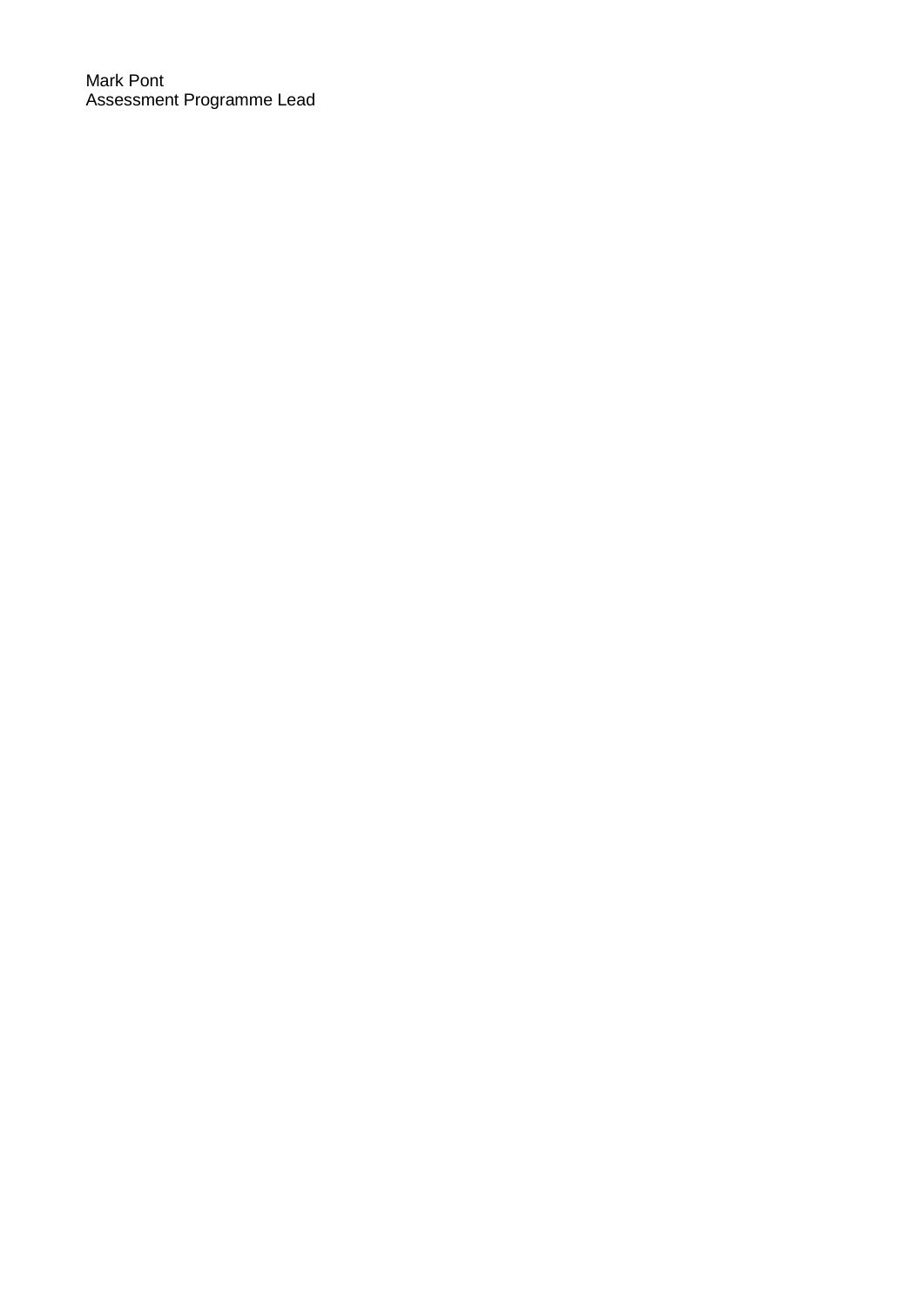Mark Pont
Assessment Programme Lead